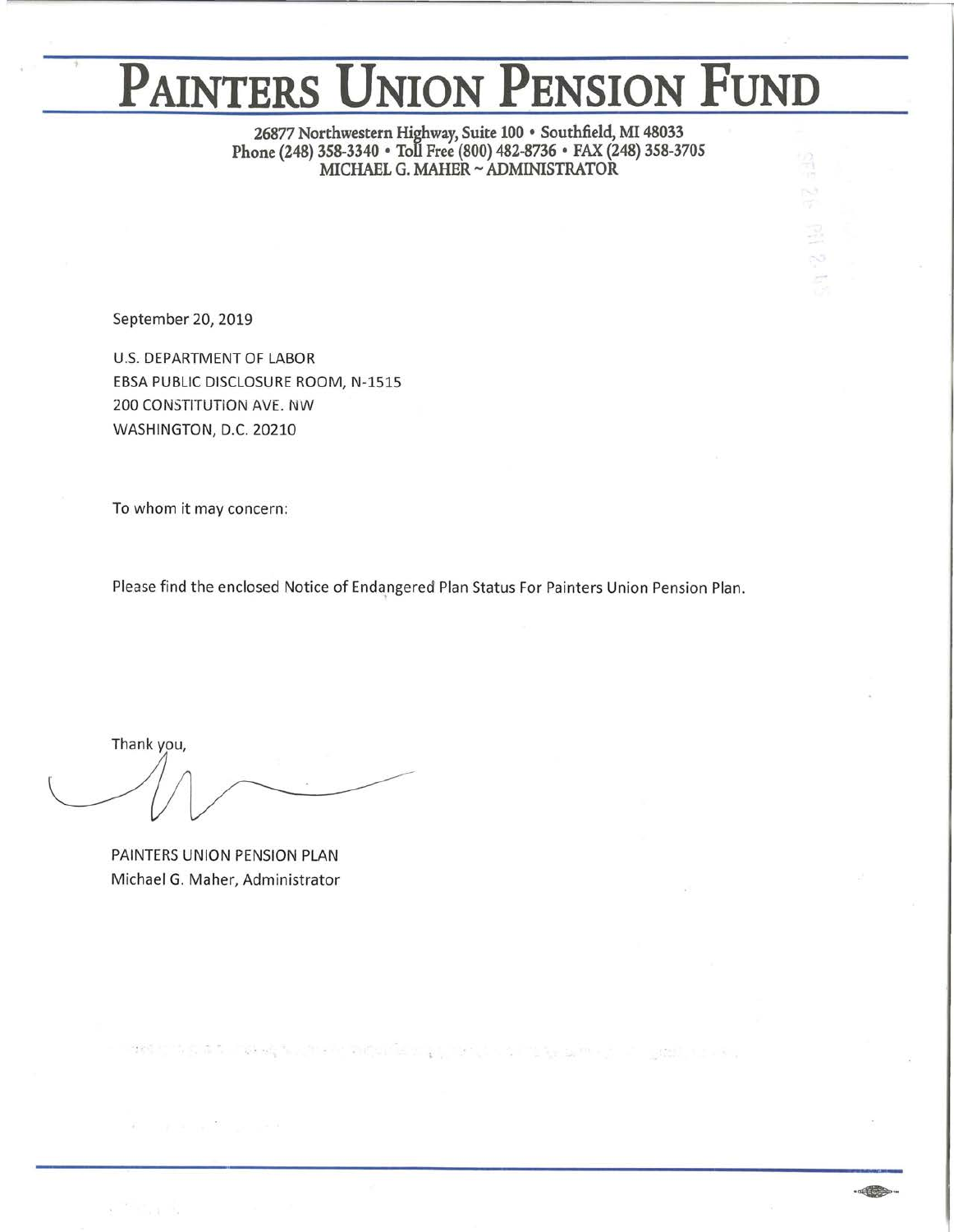# PAINTERS UNION PENSION FUND

**26877 Northwestern Highway, Suite 100 • Southfield, MI 48033**
**Phone (248) 358-3340 • Toll Free (800) 482-8736 • FAX (248) 358-3705**
**MICHAEL G. MAHER ~ ADMINISTRATOR**

September 20, 2019

U.S. DEPARTMENT OF LABOR
EBSA PUBLIC DISCLOSURE ROOM, N-1515
200 CONSTITUTION AVE. NW
WASHINGTON, D.C. 20210

To whom it may concern:

Please find the enclosed Notice of Endangered Plan Status For Painters Union Pension Plan.

Thank you,

PAINTERS UNION PENSION PLAN
Michael G. Maher, Administrator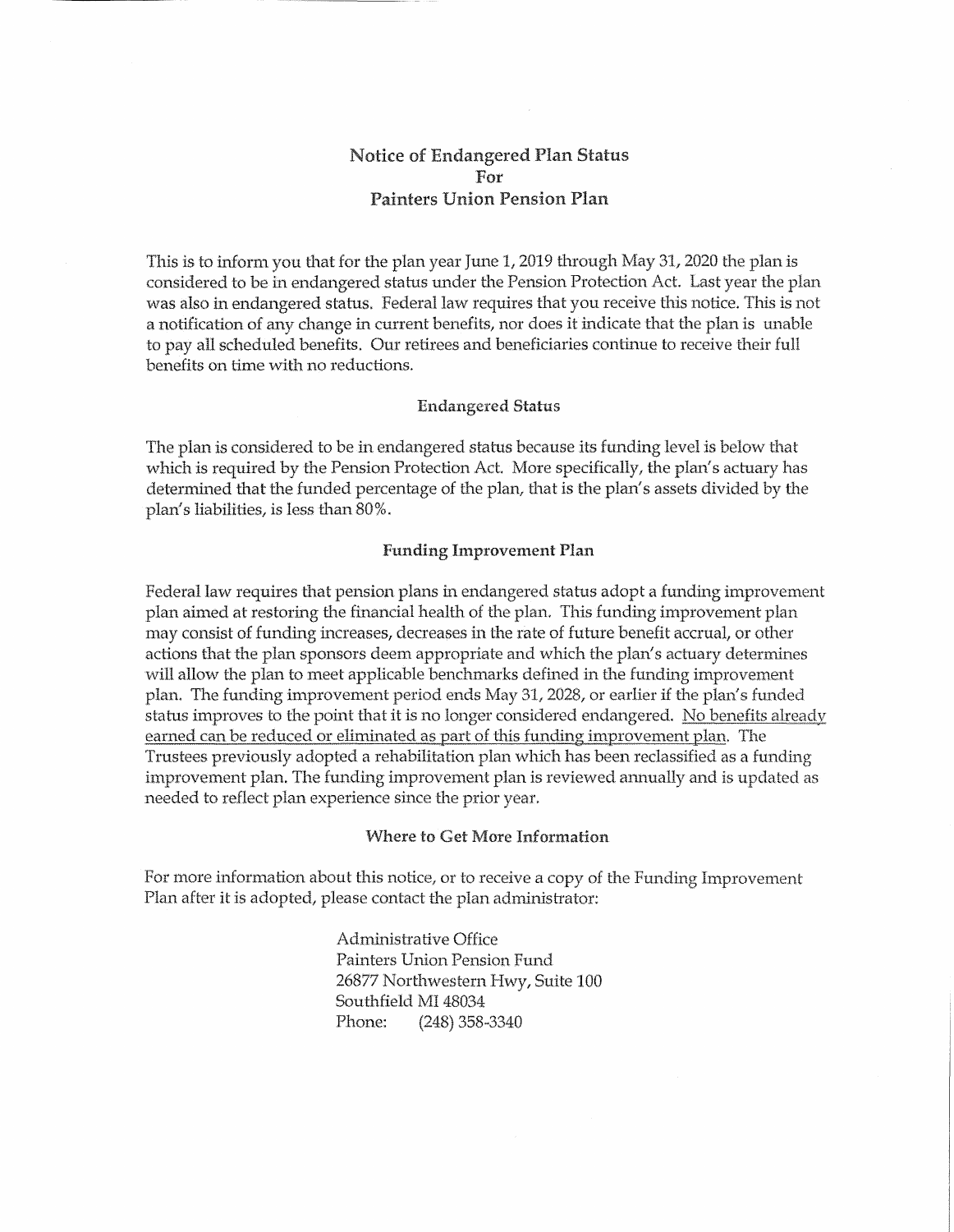# Notice of Endangered Plan Status
# For
# Painters Union Pension Plan

This is to inform you that for the plan year June 1, 2019 through May 31, 2020 the plan is considered to be in endangered status under the Pension Protection Act. Last year the plan was also in endangered status. Federal law requires that you receive this notice. This is not a notification of any change in current benefits, nor does it indicate that the plan is unable to pay all scheduled benefits. Our retirees and beneficiaries continue to receive their full benefits on time with no reductions.

## Endangered Status

The plan is considered to be in endangered status because its funding level is below that which is required by the Pension Protection Act. More specifically, the plan's actuary has determined that the funded percentage of the plan, that is the plan's assets divided by the plan's liabilities, is less than 80%.

## Funding Improvement Plan

Federal law requires that pension plans in endangered status adopt a funding improvement plan aimed at restoring the financial health of the plan. This funding improvement plan may consist of funding increases, decreases in the rate of future benefit accrual, or other actions that the plan sponsors deem appropriate and which the plan's actuary determines will allow the plan to meet applicable benchmarks defined in the funding improvement plan. The funding improvement period ends May 31, 2028, or earlier if the plan's funded status improves to the point that it is no longer considered endangered. No benefits already earned can be reduced or eliminated as part of this funding improvement plan. The Trustees previously adopted a rehabilitation plan which has been reclassified as a funding improvement plan. The funding improvement plan is reviewed annually and is updated as needed to reflect plan experience since the prior year.

## Where to Get More Information

For more information about this notice, or to receive a copy of the Funding Improvement Plan after it is adopted, please contact the plan administrator:

Administrative Office
Painters Union Pension Fund
26877 Northwestern Hwy, Suite 100
Southfield MI 48034
Phone: (248) 358-3340